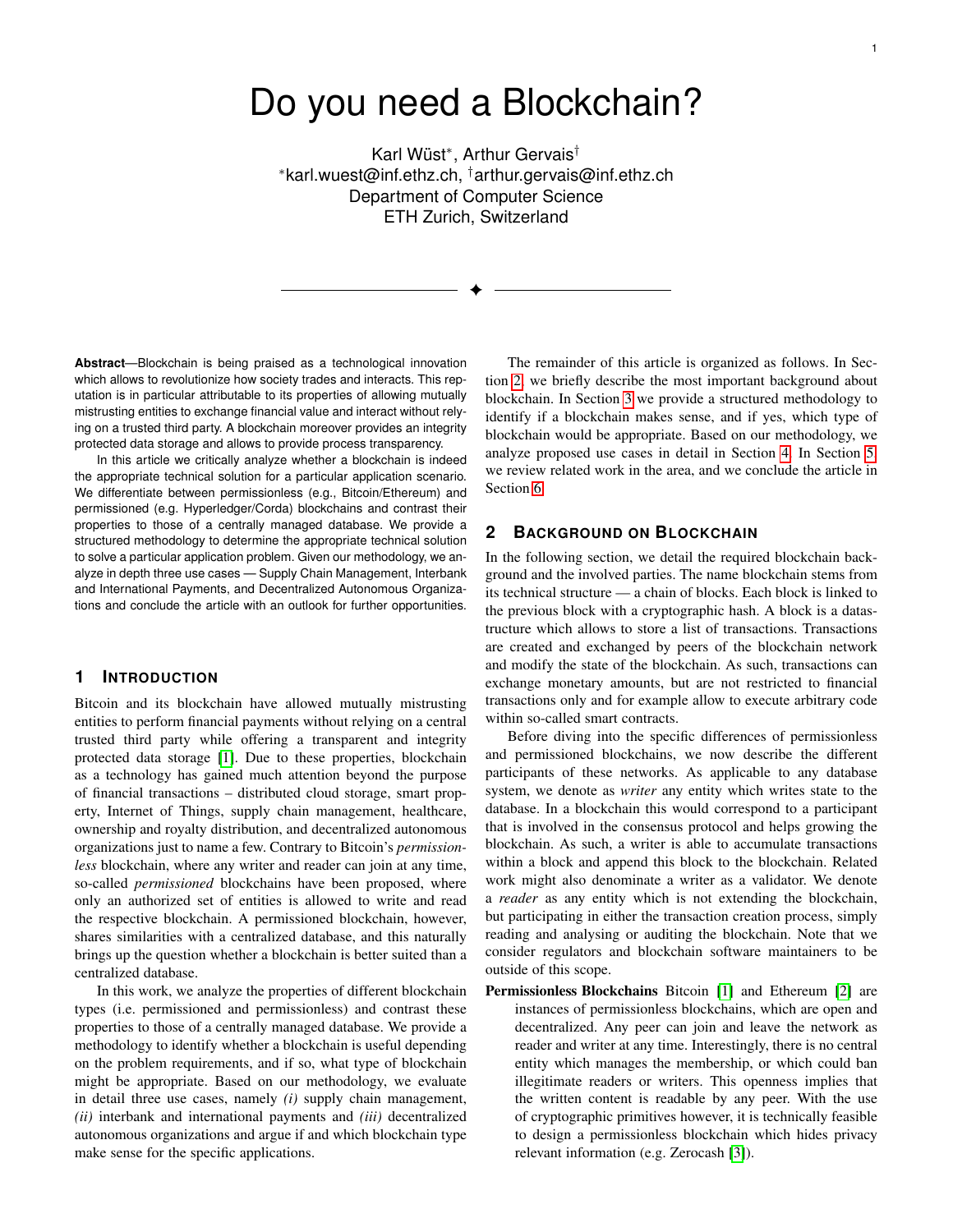# Do you need a Blockchain?

Karl Wüst*, Arthur Gervais†

*karl.wuest@inf.ethz.ch, †arthur.gervais@inf.ethz.ch

Department of Computer Science

ETH Zurich, Switzerland

**Abstract**—Blockchain is being praised as a technological innovation which allows to revolutionize how society trades and interacts. This reputation is in particular attributable to its properties of allowing mutually mistrusting entities to exchange financial value and interact without relying on a trusted third party. A blockchain moreover provides an integrity protected data storage and allows to provide process transparency.

In this article we critically analyze whether a blockchain is indeed the appropriate technical solution for a particular application scenario. We differentiate between permissionless (e.g., Bitcoin/Ethereum) and permissioned (e.g. Hyperledger/Corda) blockchains and contrast their properties to those of a centrally managed database. We provide a structured methodology to determine the appropriate technical solution to solve a particular application problem. Given our methodology, we analyze in depth three use cases — Supply Chain Management, Interbank and International Payments, and Decentralized Autonomous Organizations and conclude the article with an outlook for further opportunities.

## 1 Introduction

Bitcoin and its blockchain have allowed mutually mistrusting entities to perform financial payments without relying on a central trusted third party while offering a transparent and integrity protected data storage [1]. Due to these properties, blockchain as a technology has gained much attention beyond the purpose of financial transactions – distributed cloud storage, smart property, Internet of Things, supply chain management, healthcare, ownership and royalty distribution, and decentralized autonomous organizations just to name a few. Contrary to Bitcoin's *permissionless* blockchain, where any writer and reader can join at any time, so-called *permissioned* blockchains have been proposed, where only an authorized set of entities is allowed to write and read the respective blockchain. A permissioned blockchain, however, shares similarities with a centralized database, and this naturally brings up the question whether a blockchain is better suited than a centralized database.

In this work, we analyze the properties of different blockchain types (i.e. permissioned and permissionless) and contrast these properties to those of a centrally managed database. We provide a methodology to identify whether a blockchain is useful depending on the problem requirements, and if so, what type of blockchain might be appropriate. Based on our methodology, we evaluate in detail three use cases, namely *(i)* supply chain management, *(ii)* interbank and international payments and *(iii)* decentralized autonomous organizations and argue if and which blockchain type make sense for the specific applications.

The remainder of this article is organized as follows. In Section 2, we briefly describe the most important background about blockchain. In Section 3 we provide a structured methodology to identify if a blockchain makes sense, and if yes, which type of blockchain would be appropriate. Based on our methodology, we analyze proposed use cases in detail in Section 4. In Section 5, we review related work in the area, and we conclude the article in Section 6.

## 2 Background on Blockchain

In the following section, we detail the required blockchain background and the involved parties. The name blockchain stems from its technical structure — a chain of blocks. Each block is linked to the previous block with a cryptographic hash. A block is a datastructure which allows to store a list of transactions. Transactions are created and exchanged by peers of the blockchain network and modify the state of the blockchain. As such, transactions can exchange monetary amounts, but are not restricted to financial transactions only and for example allow to execute arbitrary code within so-called smart contracts.

Before diving into the specific differences of permissionless and permissioned blockchains, we now describe the different participants of these networks. As applicable to any database system, we denote as *writer* any entity which writes state to the database. In a blockchain this would correspond to a participant that is involved in the consensus protocol and helps growing the blockchain. As such, a writer is able to accumulate transactions within a block and append this block to the blockchain. Related work might also denominate a writer as a validator. We denote a *reader* as any entity which is not extending the blockchain, but participating in either the transaction creation process, simply reading and analysing or auditing the blockchain. Note that we consider regulators and blockchain software maintainers to be outside of this scope.

**Permissionless Blockchains** Bitcoin [1] and Ethereum [2] are instances of permissionless blockchains, which are open and decentralized. Any peer can join and leave the network as reader and writer at any time. Interestingly, there is no central entity which manages the membership, or which could ban illegitimate readers or writers. This openness implies that the written content is readable by any peer. With the use of cryptographic primitives however, it is technically feasible to design a permissionless blockchain which hides privacy relevant information (e.g. Zerocash [3]).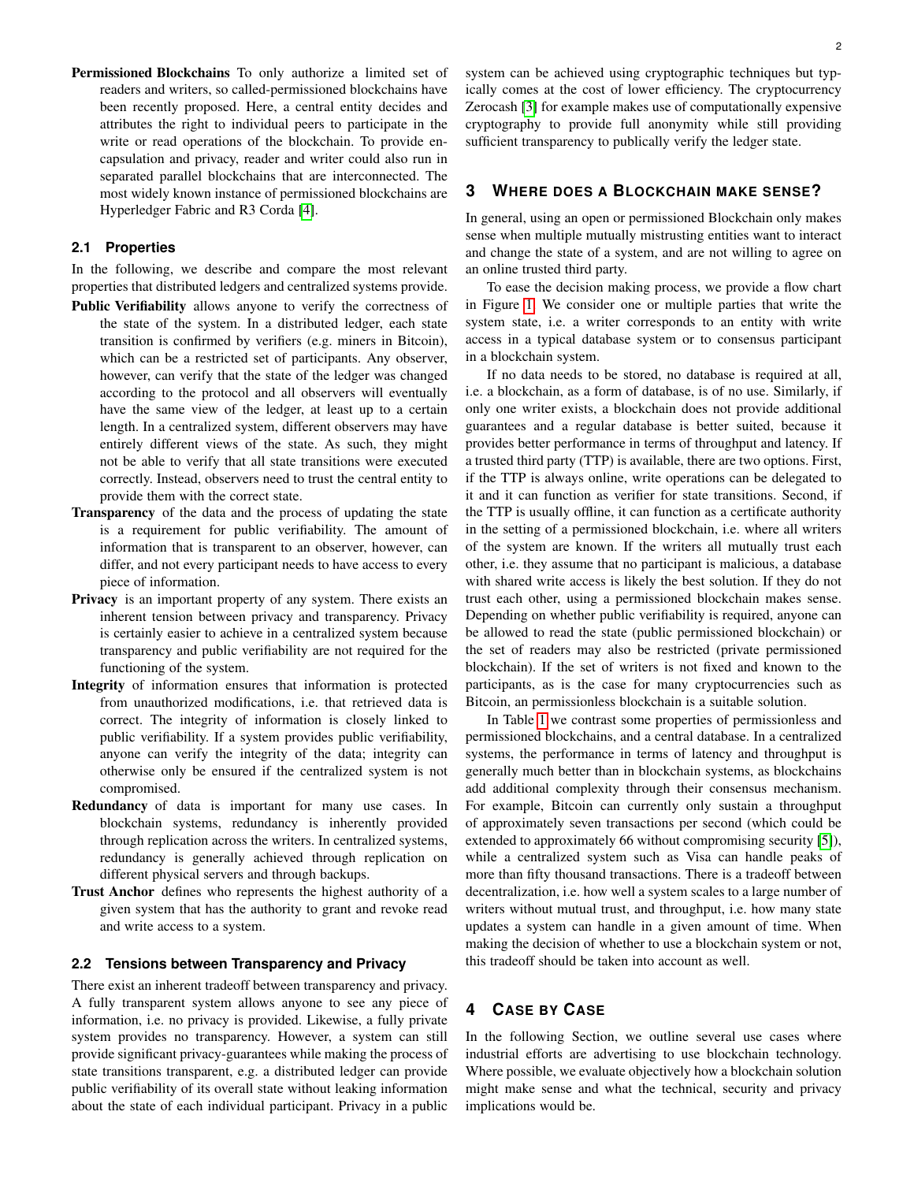**Permissioned Blockchains** To only authorize a limited set of readers and writers, so called-permissioned blockchains have been recently proposed. Here, a central entity decides and attributes the right to individual peers to participate in the write or read operations of the blockchain. To provide encapsulation and privacy, reader and writer could also run in separated parallel blockchains that are interconnected. The most widely known instance of permissioned blockchains are Hyperledger Fabric and R3 Corda [4].

### 2.1 Properties

In the following, we describe and compare the most relevant properties that distributed ledgers and centralized systems provide.

**Public Verifiability** allows anyone to verify the correctness of the state of the system. In a distributed ledger, each state transition is confirmed by verifiers (e.g. miners in Bitcoin), which can be a restricted set of participants. Any observer, however, can verify that the state of the ledger was changed according to the protocol and all observers will eventually have the same view of the ledger, at least up to a certain length. In a centralized system, different observers may have entirely different views of the state. As such, they might not be able to verify that all state transitions were executed correctly. Instead, observers need to trust the central entity to provide them with the correct state.

**Transparency** of the data and the process of updating the state is a requirement for public verifiability. The amount of information that is transparent to an observer, however, can differ, and not every participant needs to have access to every piece of information.

**Privacy** is an important property of any system. There exists an inherent tension between privacy and transparency. Privacy is certainly easier to achieve in a centralized system because transparency and public verifiability are not required for the functioning of the system.

**Integrity** of information ensures that information is protected from unauthorized modifications, i.e. that retrieved data is correct. The integrity of information is closely linked to public verifiability. If a system provides public verifiability, anyone can verify the integrity of the data; integrity can otherwise only be ensured if the centralized system is not compromised.

**Redundancy** of data is important for many use cases. In blockchain systems, redundancy is inherently provided through replication across the writers. In centralized systems, redundancy is generally achieved through replication on different physical servers and through backups.

**Trust Anchor** defines who represents the highest authority of a given system that has the authority to grant and revoke read and write access to a system.

### 2.2 Tensions between Transparency and Privacy

There exist an inherent tradeoff between transparency and privacy. A fully transparent system allows anyone to see any piece of information, i.e. no privacy is provided. Likewise, a fully private system provides no transparency. However, a system can still provide significant privacy-guarantees while making the process of state transitions transparent, e.g. a distributed ledger can provide public verifiability of its overall state without leaking information about the state of each individual participant. Privacy in a public system can be achieved using cryptographic techniques but typically comes at the cost of lower efficiency. The cryptocurrency Zerocash [3] for example makes use of computationally expensive cryptography to provide full anonymity while still providing sufficient transparency to publically verify the ledger state.

## 3 Where does a Blockchain make sense?

In general, using an open or permissioned Blockchain only makes sense when multiple mutually mistrusting entities want to interact and change the state of a system, and are not willing to agree on an online trusted third party.

To ease the decision making process, we provide a flow chart in Figure 1. We consider one or multiple parties that write the system state, i.e. a writer corresponds to an entity with write access in a typical database system or to consensus participant in a blockchain system.

If no data needs to be stored, no database is required at all, i.e. a blockchain, as a form of database, is of no use. Similarly, if only one writer exists, a blockchain does not provide additional guarantees and a regular database is better suited, because it provides better performance in terms of throughput and latency. If a trusted third party (TTP) is available, there are two options. First, if the TTP is always online, write operations can be delegated to it and it can function as verifier for state transitions. Second, if the TTP is usually offline, it can function as a certificate authority in the setting of a permissioned blockchain, i.e. where all writers of the system are known. If the writers all mutually trust each other, i.e. they assume that no participant is malicious, a database with shared write access is likely the best solution. If they do not trust each other, using a permissioned blockchain makes sense. Depending on whether public verifiability is required, anyone can be allowed to read the state (public permissioned blockchain) or the set of readers may also be restricted (private permissioned blockchain). If the set of writers is not fixed and known to the participants, as is the case for many cryptocurrencies such as Bitcoin, an permissionless blockchain is a suitable solution.

In Table 1 we contrast some properties of permissionless and permissioned blockchains, and a central database. In a centralized systems, the performance in terms of latency and throughput is generally much better than in blockchain systems, as blockchains add additional complexity through their consensus mechanism. For example, Bitcoin can currently only sustain a throughput of approximately seven transactions per second (which could be extended to approximately 66 without compromising security [5]), while a centralized system such as Visa can handle peaks of more than fifty thousand transactions. There is a tradeoff between decentralization, i.e. how well a system scales to a large number of writers without mutual trust, and throughput, i.e. how many state updates a system can handle in a given amount of time. When making the decision of whether to use a blockchain system or not, this tradeoff should be taken into account as well.

## 4 Case by Case

In the following Section, we outline several use cases where industrial efforts are advertising to use blockchain technology. Where possible, we evaluate objectively how a blockchain solution might make sense and what the technical, security and privacy implications would be.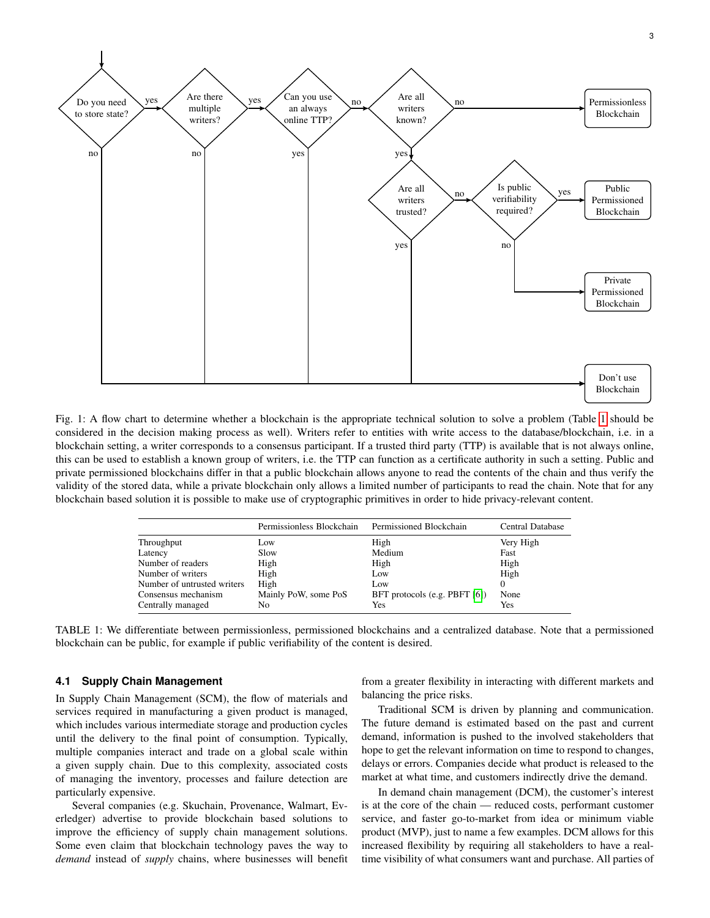Fig. 1: A flow chart to determine whether a blockchain is the appropriate technical solution to solve a problem (Table 1 should be considered in the decision making process as well). Writers refer to entities with write access to the database/blockchain, i.e. in a blockchain setting, a writer corresponds to a consensus participant. If a trusted third party (TTP) is available that is not always online, this can be used to establish a known group of writers, i.e. the TTP can function as a certificate authority in such a setting. Public and private permissioned blockchains differ in that a public blockchain allows anyone to read the contents of the chain and thus verify the validity of the stored data, while a private blockchain only allows a limited number of participants to read the chain. Note that for any blockchain based solution it is possible to make use of cryptographic primitives in order to hide privacy-relevant content.

| | Permissionless Blockchain | Permissioned Blockchain | Central Database |
|---|---|---|---|
| Throughput | Low | High | Very High |
| Latency | Slow | Medium | Fast |
| Number of readers | High | High | High |
| Number of writers | High | Low | High |
| Number of untrusted writers | High | Low | 0 |
| Consensus mechanism | Mainly PoW, some PoS | BFT protocols (e.g. PBFT [6]) | None |
| Centrally managed | No | Yes | Yes |

TABLE 1: We differentiate between permissionless, permissioned blockchains and a centralized database. Note that a permissioned blockchain can be public, for example if public verifiability of the content is desired.

### 4.1 Supply Chain Management

In Supply Chain Management (SCM), the flow of materials and services required in manufacturing a given product is managed, which includes various intermediate storage and production cycles until the delivery to the final point of consumption. Typically, multiple companies interact and trade on a global scale within a given supply chain. Due to this complexity, associated costs of managing the inventory, processes and failure detection are particularly expensive.

Several companies (e.g. Skuchain, Provenance, Walmart, Everledger) advertise to provide blockchain based solutions to improve the efficiency of supply chain management solutions. Some even claim that blockchain technology paves the way to *demand* instead of *supply* chains, where businesses will benefit from a greater flexibility in interacting with different markets and balancing the price risks.

Traditional SCM is driven by planning and communication. The future demand is estimated based on the past and current demand, information is pushed to the involved stakeholders that hope to get the relevant information on time to respond to changes, delays or errors. Companies decide what product is released to the market at what time, and customers indirectly drive the demand.

In demand chain management (DCM), the customer's interest is at the core of the chain — reduced costs, performant customer service, and faster go-to-market from idea or minimum viable product (MVP), just to name a few examples. DCM allows for this increased flexibility by requiring all stakeholders to have a real-time visibility of what consumers want and purchase. All parties of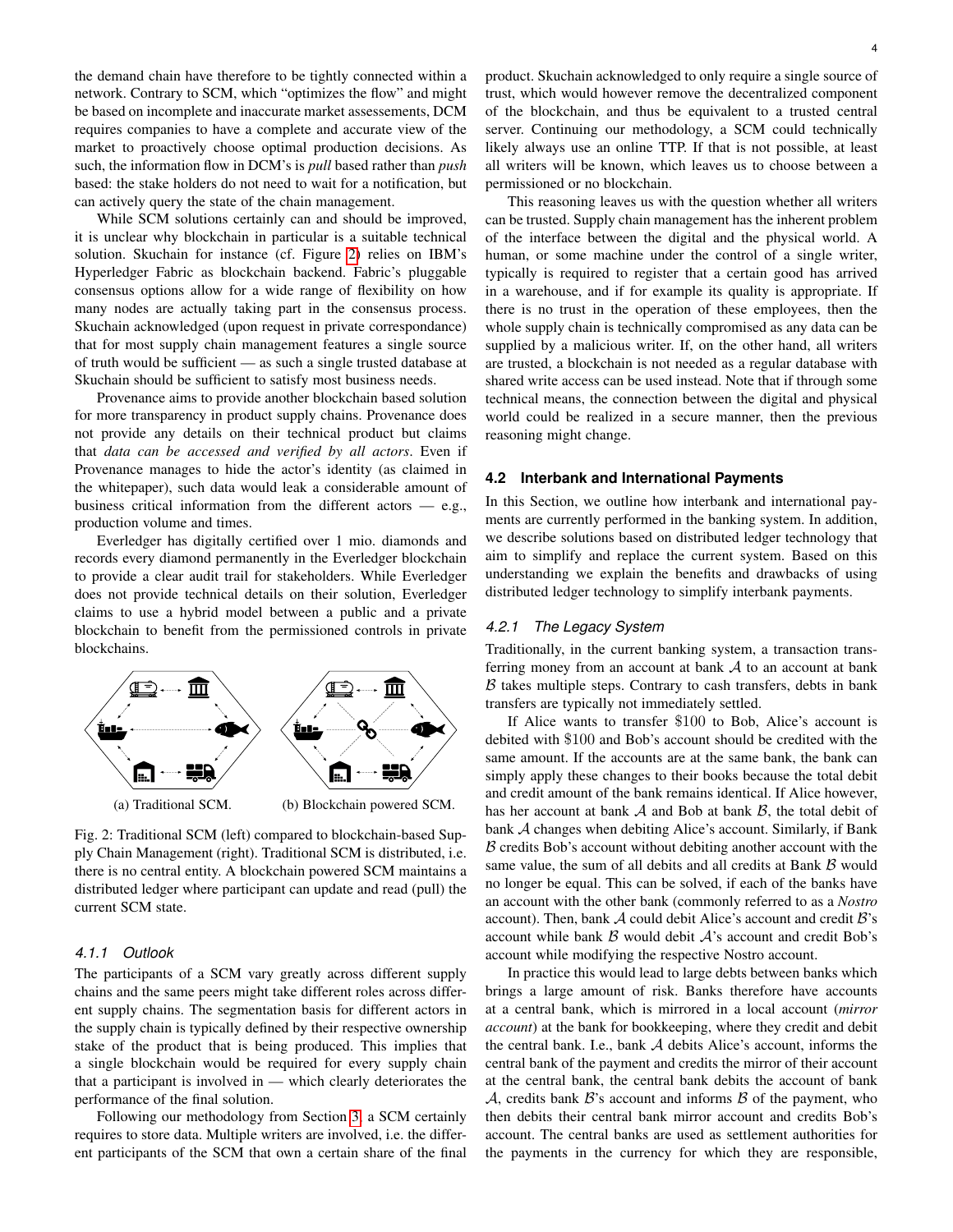the demand chain have therefore to be tightly connected within a network. Contrary to SCM, which "optimizes the flow" and might be based on incomplete and inaccurate market assessements, DCM requires companies to have a complete and accurate view of the market to proactively choose optimal production decisions. As such, the information flow in DCM's is *pull* based rather than *push* based: the stake holders do not need to wait for a notification, but can actively query the state of the chain management.

While SCM solutions certainly can and should be improved, it is unclear why blockchain in particular is a suitable technical solution. Skuchain for instance (cf. Figure 2) relies on IBM's Hyperledger Fabric as blockchain backend. Fabric's pluggable consensus options allow for a wide range of flexibility on how many nodes are actually taking part in the consensus process. Skuchain acknowledged (upon request in private correspondance) that for most supply chain management features a single source of truth would be sufficient — as such a single trusted database at Skuchain should be sufficient to satisfy most business needs.

Provenance aims to provide another blockchain based solution for more transparency in product supply chains. Provenance does not provide any details on their technical product but claims that *data can be accessed and verified by all actors*. Even if Provenance manages to hide the actor's identity (as claimed in the whitepaper), such data would leak a considerable amount of business critical information from the different actors — e.g., production volume and times.

Everledger has digitally certified over 1 mio. diamonds and records every diamond permanently in the Everledger blockchain to provide a clear audit trail for stakeholders. While Everledger does not provide technical details on their solution, Everledger claims to use a hybrid model between a public and a private blockchain to benefit from the permissioned controls in private blockchains.

(a) Traditional SCM. (b) Blockchain powered SCM.

Fig. 2: Traditional SCM (left) compared to blockchain-based Supply Chain Management (right). Traditional SCM is distributed, i.e. there is no central entity. A blockchain powered SCM maintains a distributed ledger where participant can update and read (pull) the current SCM state.

#### 4.1.1 Outlook

The participants of a SCM vary greatly across different supply chains and the same peers might take different roles across different supply chains. The segmentation basis for different actors in the supply chain is typically defined by their respective ownership stake of the product that is being produced. This implies that a single blockchain would be required for every supply chain that a participant is involved in — which clearly deteriorates the performance of the final solution.

Following our methodology from Section 3, a SCM certainly requires to store data. Multiple writers are involved, i.e. the different participants of the SCM that own a certain share of the final product. Skuchain acknowledged to only require a single source of trust, which would however remove the decentralized component of the blockchain, and thus be equivalent to a trusted central server. Continuing our methodology, a SCM could technically likely always use an online TTP. If that is not possible, at least all writers will be known, which leaves us to choose between a permissioned or no blockchain.

This reasoning leaves us with the question whether all writers can be trusted. Supply chain management has the inherent problem of the interface between the digital and the physical world. A human, or some machine under the control of a single writer, typically is required to register that a certain good has arrived in a warehouse, and if for example its quality is appropriate. If there is no trust in the operation of these employees, then the whole supply chain is technically compromised as any data can be supplied by a malicious writer. If, on the other hand, all writers are trusted, a blockchain is not needed as a regular database with shared write access can be used instead. Note that if through some technical means, the connection between the digital and physical world could be realized in a secure manner, then the previous reasoning might change.

### 4.2 Interbank and International Payments

In this Section, we outline how interbank and international payments are currently performed in the banking system. In addition, we describe solutions based on distributed ledger technology that aim to simplify and replace the current system. Based on this understanding we explain the benefits and drawbacks of using distributed ledger technology to simplify interbank payments.

#### 4.2.1 The Legacy System

Traditionally, in the current banking system, a transaction transferring money from an account at bank $\mathcal{A}$ to an account at bank $\mathcal{B}$ takes multiple steps. Contrary to cash transfers, debts in bank transfers are typically not immediately settled.

If Alice wants to transfer \$100 to Bob, Alice's account is debited with \$100 and Bob's account should be credited with the same amount. If the accounts are at the same bank, the bank can simply apply these changes to their books because the total debit and credit amount of the bank remains identical. If Alice however, has her account at bank $\mathcal{A}$ and Bob at bank $\mathcal{B}$, the total debit of bank $\mathcal{A}$ changes when debiting Alice's account. Similarly, if Bank $\mathcal{B}$ credits Bob's account without debiting another account with the same value, the sum of all debits and all credits at Bank $\mathcal{B}$ would no longer be equal. This can be solved, if each of the banks have an account with the other bank (commonly referred to as a *Nostro* account). Then, bank $\mathcal{A}$ could debit Alice's account and credit $\mathcal{B}$'s account while bank $\mathcal{B}$ would debit $\mathcal{A}$'s account and credit Bob's account while modifying the respective Nostro account.

In practice this would lead to large debts between banks which brings a large amount of risk. Banks therefore have accounts at a central bank, which is mirrored in a local account (*mirror account*) at the bank for bookkeeping, where they credit and debit the central bank. I.e., bank $\mathcal{A}$ debits Alice's account, informs the central bank of the payment and credits the mirror of their account at the central bank, the central bank debits the account of bank $\mathcal{A}$, credits bank $\mathcal{B}$'s account and informs $\mathcal{B}$ of the payment, who then debits their central bank mirror account and credits Bob's account. The central banks are used as settlement authorities for the payments in the currency for which they are responsible,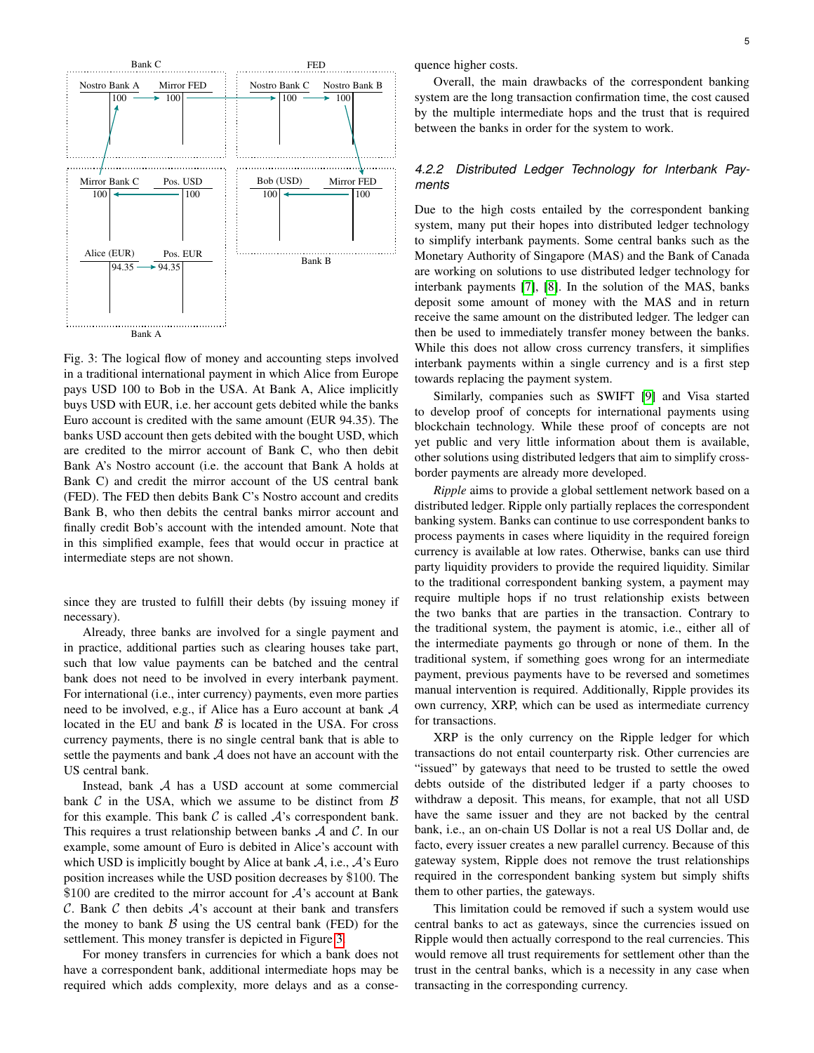Bank C

Nostro Bank A | Mirror FED

100 → 100

FED

Nostro Bank C | Nostro Bank B

100 → 100

Mirror Bank C | Pos. USD

100 ← 100

Bob (USD) | Mirror FED

100 ← 100

Bank B

Alice (EUR) | Pos. EUR

94.35 → 94.35

Bank A

Fig. 3: The logical flow of money and accounting steps involved in a traditional international payment in which Alice from Europe pays USD 100 to Bob in the USA. At Bank A, Alice implicitly buys USD with EUR, i.e. her account gets debited while the banks Euro account is credited with the same amount (EUR 94.35). The banks USD account then gets debited with the bought USD, which are credited to the mirror account of Bank C, who then debit Bank A's Nostro account (i.e. the account that Bank A holds at Bank C) and credit the mirror account of the US central bank (FED). The FED then debits Bank C's Nostro account and credits Bank B, who then debits the central banks mirror account and finally credit Bob's account with the intended amount. Note that in this simplified example, fees that would occur in practice at intermediate steps are not shown.

since they are trusted to fulfill their debts (by issuing money if necessary).

Already, three banks are involved for a single payment and in practice, additional parties such as clearing houses take part, such that low value payments can be batched and the central bank does not need to be involved in every interbank payment. For international (i.e., inter currency) payments, even more parties need to be involved, e.g., if Alice has a Euro account at bank $\mathcal{A}$ located in the EU and bank $\mathcal{B}$ is located in the USA. For cross currency payments, there is no single central bank that is able to settle the payments and bank $\mathcal{A}$ does not have an account with the US central bank.

Instead, bank $\mathcal{A}$ has a USD account at some commercial bank $\mathcal{C}$ in the USA, which we assume to be distinct from $\mathcal{B}$ for this example. This bank $\mathcal{C}$ is called $\mathcal{A}$'s correspondent bank. This requires a trust relationship between banks $\mathcal{A}$ and $\mathcal{C}$. In our example, some amount of Euro is debited in Alice's account with which USD is implicitly bought by Alice at bank $\mathcal{A}$, i.e., $\mathcal{A}$'s Euro position increases while the USD position decreases by \$100. The \$100 are credited to the mirror account for $\mathcal{A}$'s account at Bank $\mathcal{C}$. Bank $\mathcal{C}$ then debits $\mathcal{A}$'s account at their bank and transfers the money to bank $\mathcal{B}$ using the US central bank (FED) for the settlement. This money transfer is depicted in Figure 3.

For money transfers in currencies for which a bank does not have a correspondent bank, additional intermediate hops may be required which adds complexity, more delays and as a consequence higher costs.

Overall, the main drawbacks of the correspondent banking system are the long transaction confirmation time, the cost caused by the multiple intermediate hops and the trust that is required between the banks in order for the system to work.

### 4.2.2 Distributed Ledger Technology for Interbank Payments

Due to the high costs entailed by the correspondent banking system, many put their hopes into distributed ledger technology to simplify interbank payments. Some central banks such as the Monetary Authority of Singapore (MAS) and the Bank of Canada are working on solutions to use distributed ledger technology for interbank payments [7], [8]. In the solution of the MAS, banks deposit some amount of money with the MAS and in return receive the same amount on the distributed ledger. The ledger can then be used to immediately transfer money between the banks. While this does not allow cross currency transfers, it simplifies interbank payments within a single currency and is a first step towards replacing the payment system.

Similarly, companies such as SWIFT [9] and Visa started to develop proof of concepts for international payments using blockchain technology. While these proof of concepts are not yet public and very little information about them is available, other solutions using distributed ledgers that aim to simplify cross-border payments are already more developed.

*Ripple* aims to provide a global settlement network based on a distributed ledger. Ripple only partially replaces the correspondent banking system. Banks can continue to use correspondent banks to process payments in cases where liquidity in the required foreign currency is available at low rates. Otherwise, banks can use third party liquidity providers to provide the required liquidity. Similar to the traditional correspondent banking system, a payment may require multiple hops if no trust relationship exists between the two banks that are parties in the transaction. Contrary to the traditional system, the payment is atomic, i.e., either all of the intermediate payments go through or none of them. In the traditional system, if something goes wrong for an intermediate payment, previous payments have to be reversed and sometimes manual intervention is required. Additionally, Ripple provides its own currency, XRP, which can be used as intermediate currency for transactions.

XRP is the only currency on the Ripple ledger for which transactions do not entail counterparty risk. Other currencies are "issued" by gateways that need to be trusted to settle the owed debts outside of the distributed ledger if a party chooses to withdraw a deposit. This means, for example, that not all USD have the same issuer and they are not backed by the central bank, i.e., an on-chain US Dollar is not a real US Dollar and, de facto, every issuer creates a new parallel currency. Because of this gateway system, Ripple does not remove the trust relationships required in the correspondent banking system but simply shifts them to other parties, the gateways.

This limitation could be removed if such a system would use central banks to act as gateways, since the currencies issued on Ripple would then actually correspond to the real currencies. This would remove all trust requirements for settlement other than the trust in the central banks, which is a necessity in any case when transacting in the corresponding currency.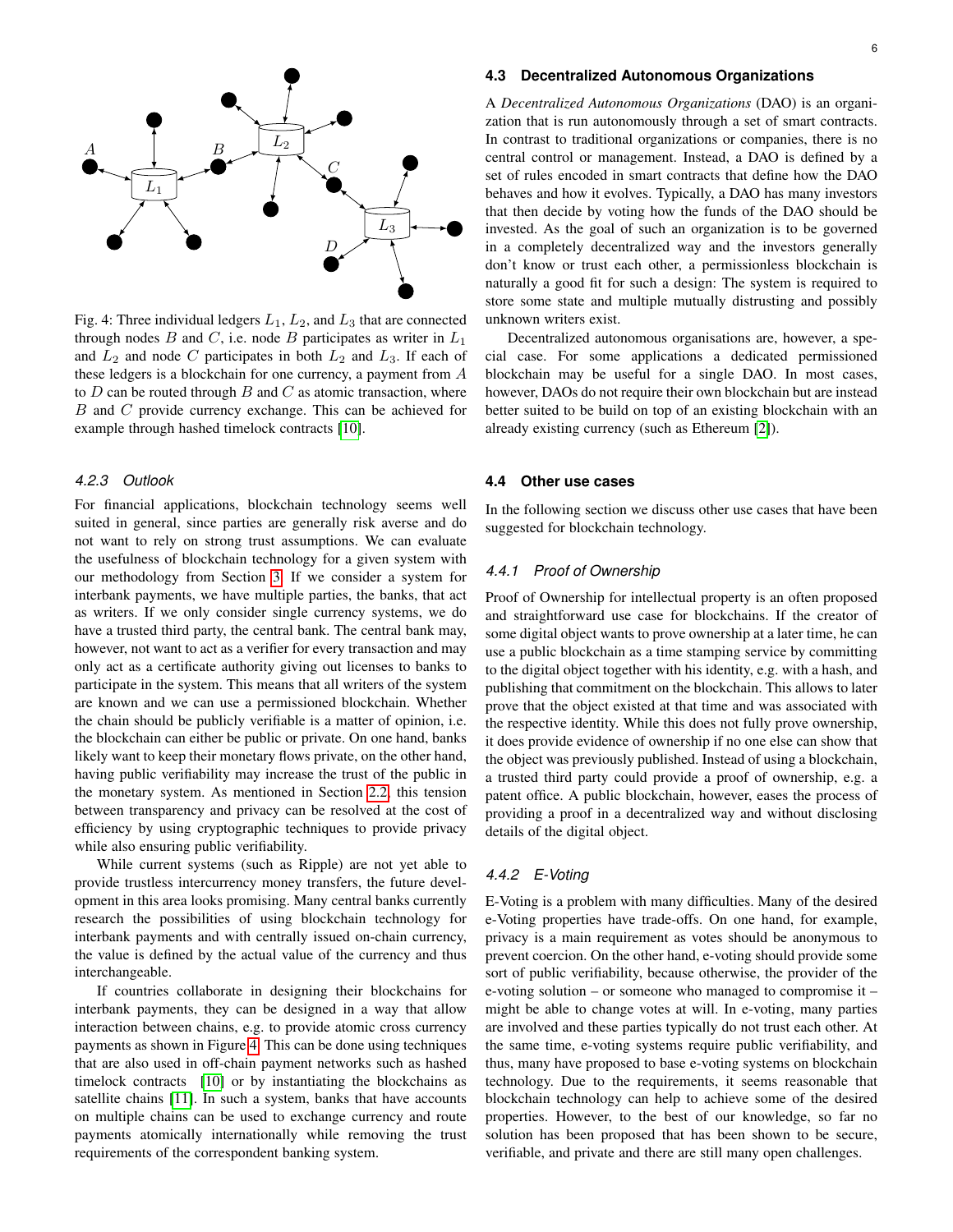Fig. 4: Three individual ledgers $L_1$, $L_2$, and $L_3$ that are connected through nodes $B$ and $C$, i.e. node $B$ participates as writer in $L_1$ and $L_2$ and node $C$ participates in both $L_2$ and $L_3$. If each of these ledgers is a blockchain for one currency, a payment from $A$ to $D$ can be routed through $B$ and $C$ as atomic transaction, where $B$ and $C$ provide currency exchange. This can be achieved for example through hashed timelock contracts [10].

#### 4.2.3 Outlook

For financial applications, blockchain technology seems well suited in general, since parties are generally risk averse and do not want to rely on strong trust assumptions. We can evaluate the usefulness of blockchain technology for a given system with our methodology from Section 3. If we consider a system for interbank payments, we have multiple parties, the banks, that act as writers. If we only consider single currency systems, we do have a trusted third party, the central bank. The central bank may, however, not want to act as a verifier for every transaction and may only act as a certificate authority giving out licenses to banks to participate in the system. This means that all writers of the system are known and we can use a permissioned blockchain. Whether the chain should be publicly verifiable is a matter of opinion, i.e. the blockchain can either be public or private. On one hand, banks likely want to keep their monetary flows private, on the other hand, having public verifiability may increase the trust of the public in the monetary system. As mentioned in Section 2.2, this tension between transparency and privacy can be resolved at the cost of efficiency by using cryptographic techniques to provide privacy while also ensuring public verifiability.

While current systems (such as Ripple) are not yet able to provide trustless intercurrency money transfers, the future development in this area looks promising. Many central banks currently research the possibilities of using blockchain technology for interbank payments and with centrally issued on-chain currency, the value is defined by the actual value of the currency and thus interchangeable.

If countries collaborate in designing their blockchains for interbank payments, they can be designed in a way that allow interaction between chains, e.g. to provide atomic cross currency payments as shown in Figure 4. This can be done using techniques that are also used in off-chain payment networks such as hashed timelock contracts [10] or by instantiating the blockchains as satellite chains [11]. In such a system, banks that have accounts on multiple chains can be used to exchange currency and route payments atomically internationally while removing the trust requirements of the correspondent banking system.

### 4.3 Decentralized Autonomous Organizations

A *Decentralized Autonomous Organizations* (DAO) is an organization that is run autonomously through a set of smart contracts. In contrast to traditional organizations or companies, there is no central control or management. Instead, a DAO is defined by a set of rules encoded in smart contracts that define how the DAO behaves and how it evolves. Typically, a DAO has many investors that then decide by voting how the funds of the DAO should be invested. As the goal of such an organization is to be governed in a completely decentralized way and the investors generally don't know or trust each other, a permissionless blockchain is naturally a good fit for such a design: The system is required to store some state and multiple mutually distrusting and possibly unknown writers exist.

Decentralized autonomous organisations are, however, a special case. For some applications a dedicated permissioned blockchain may be useful for a single DAO. In most cases, however, DAOs do not require their own blockchain but are instead better suited to be build on top of an existing blockchain with an already existing currency (such as Ethereum [2]).

### 4.4 Other use cases

In the following section we discuss other use cases that have been suggested for blockchain technology.

#### 4.4.1 Proof of Ownership

Proof of Ownership for intellectual property is an often proposed and straightforward use case for blockchains. If the creator of some digital object wants to prove ownership at a later time, he can use a public blockchain as a time stamping service by committing to the digital object together with his identity, e.g. with a hash, and publishing that commitment on the blockchain. This allows to later prove that the object existed at that time and was associated with the respective identity. While this does not fully prove ownership, it does provide evidence of ownership if no one else can show that the object was previously published. Instead of using a blockchain, a trusted third party could provide a proof of ownership, e.g. a patent office. A public blockchain, however, eases the process of providing a proof in a decentralized way and without disclosing details of the digital object.

#### 4.4.2 E-Voting

E-Voting is a problem with many difficulties. Many of the desired e-Voting properties have trade-offs. On one hand, for example, privacy is a main requirement as votes should be anonymous to prevent coercion. On the other hand, e-voting should provide some sort of public verifiability, because otherwise, the provider of the e-voting solution – or someone who managed to compromise it – might be able to change votes at will. In e-voting, many parties are involved and these parties typically do not trust each other. At the same time, e-voting systems require public verifiability, and thus, many have proposed to base e-voting systems on blockchain technology. Due to the requirements, it seems reasonable that blockchain technology can help to achieve some of the desired properties. However, to the best of our knowledge, so far no solution has been proposed that has been shown to be secure, verifiable, and private and there are still many open challenges.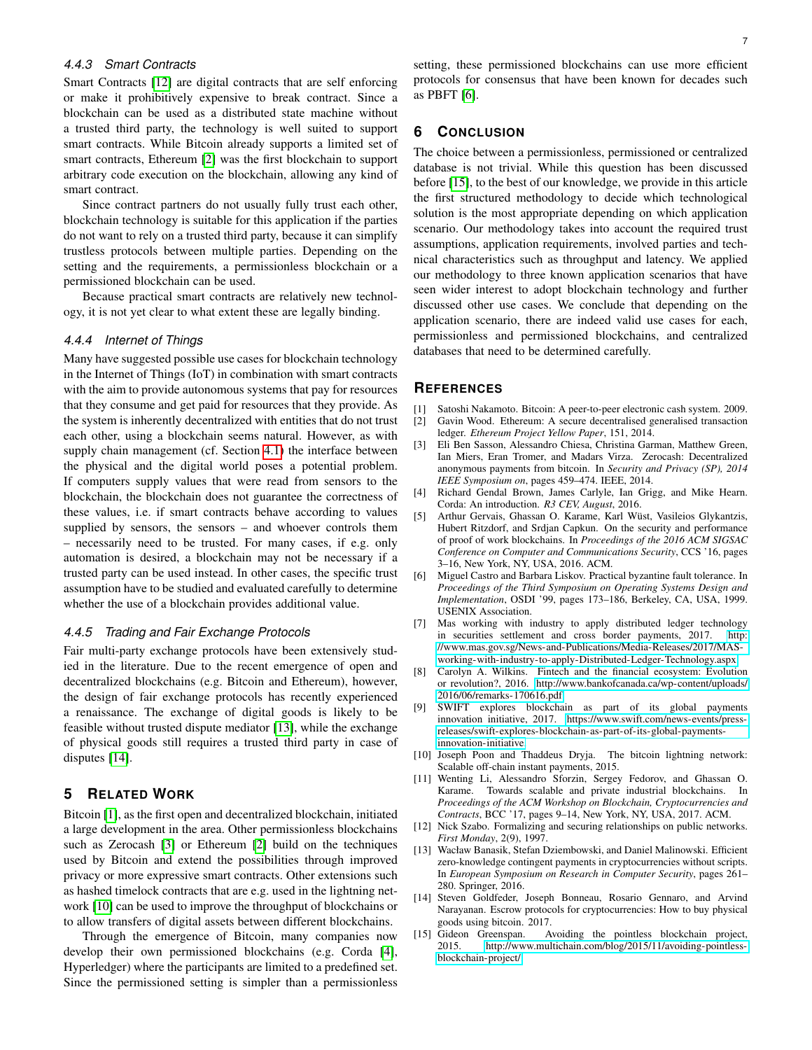#### 4.4.3 Smart Contracts

Smart Contracts [12] are digital contracts that are self enforcing or make it prohibitively expensive to break contract. Since a blockchain can be used as a distributed state machine without a trusted third party, the technology is well suited to support smart contracts. While Bitcoin already supports a limited set of smart contracts, Ethereum [2] was the first blockchain to support arbitrary code execution on the blockchain, allowing any kind of smart contract.

Since contract partners do not usually fully trust each other, blockchain technology is suitable for this application if the parties do not want to rely on a trusted third party, because it can simplify trustless protocols between multiple parties. Depending on the setting and the requirements, a permissionless blockchain or a permissioned blockchain can be used.

Because practical smart contracts are relatively new technology, it is not yet clear to what extent these are legally binding.

#### 4.4.4 Internet of Things

Many have suggested possible use cases for blockchain technology in the Internet of Things (IoT) in combination with smart contracts with the aim to provide autonomous systems that pay for resources that they consume and get paid for resources that they provide. As the system is inherently decentralized with entities that do not trust each other, using a blockchain seems natural. However, as with supply chain management (cf. Section 4.1) the interface between the physical and the digital world poses a potential problem. If computers supply values that were read from sensors to the blockchain, the blockchain does not guarantee the correctness of these values, i.e. if smart contracts behave according to values supplied by sensors, the sensors – and whoever controls them – necessarily need to be trusted. For many cases, if e.g. only automation is desired, a blockchain may not be necessary if a trusted party can be used instead. In other cases, the specific trust assumption have to be studied and evaluated carefully to determine whether the use of a blockchain provides additional value.

#### 4.4.5 Trading and Fair Exchange Protocols

Fair multi-party exchange protocols have been extensively studied in the literature. Due to the recent emergence of open and decentralized blockchains (e.g. Bitcoin and Ethereum), however, the design of fair exchange protocols has recently experienced a renaissance. The exchange of digital goods is likely to be feasible without trusted dispute mediator [13], while the exchange of physical goods still requires a trusted third party in case of disputes [14].

## 5 Related Work

Bitcoin [1], as the first open and decentralized blockchain, initiated a large development in the area. Other permissionless blockchains such as Zerocash [3] or Ethereum [2] build on the techniques used by Bitcoin and extend the possibilities through improved privacy or more expressive smart contracts. Other extensions such as hashed timelock contracts that are e.g. used in the lightning network [10] can be used to improve the throughput of blockchains or to allow transfers of digital assets between different blockchains.

Through the emergence of Bitcoin, many companies now develop their own permissioned blockchains (e.g. Corda [4], Hyperledger) where the participants are limited to a predefined set. Since the permissioned setting is simpler than a permissionless setting, these permissioned blockchains can use more efficient protocols for consensus that have been known for decades such as PBFT [6].

## 6 Conclusion

The choice between a permissionless, permissioned or centralized database is not trivial. While this question has been discussed before [15], to the best of our knowledge, we provide in this article the first structured methodology to decide which technological solution is the most appropriate depending on which application scenario. Our methodology takes into account the required trust assumptions, application requirements, involved parties and technical characteristics such as throughput and latency. We applied our methodology to three known application scenarios that have seen wider interest to adopt blockchain technology and further discussed other use cases. We conclude that depending on the application scenario, there are indeed valid use cases for each, permissionless and permissioned blockchains, and centralized databases that need to be determined carefully.

## References

- [1] Satoshi Nakamoto. Bitcoin: A peer-to-peer electronic cash system. 2009.
- [2] Gavin Wood. Ethereum: A secure decentralised generalised transaction ledger. *Ethereum Project Yellow Paper*, 151, 2014.
- [3] Eli Ben Sasson, Alessandro Chiesa, Christina Garman, Matthew Green, Ian Miers, Eran Tromer, and Madars Virza. Zerocash: Decentralized anonymous payments from bitcoin. In *Security and Privacy (SP), 2014 IEEE Symposium on*, pages 459–474. IEEE, 2014.
- [4] Richard Gendal Brown, James Carlyle, Ian Grigg, and Mike Hearn. Corda: An introduction. *R3 CEV, August*, 2016.
- [5] Arthur Gervais, Ghassan O. Karame, Karl Wüst, Vasileios Glykantzis, Hubert Ritzdorf, and Srdjan Capkun. On the security and performance of proof of work blockchains. In *Proceedings of the 2016 ACM SIGSAC Conference on Computer and Communications Security*, CCS '16, pages 3–16, New York, NY, USA, 2016. ACM.
- [6] Miguel Castro and Barbara Liskov. Practical byzantine fault tolerance. In *Proceedings of the Third Symposium on Operating Systems Design and Implementation*, OSDI '99, pages 173–186, Berkeley, CA, USA, 1999. USENIX Association.
- [7] Mas working with industry to apply distributed ledger technology in securities settlement and cross border payments, 2017. http://www.mas.gov.sg/News-and-Publications/Media-Releases/2017/MAS-working-with-industry-to-apply-Distributed-Ledger-Technology.aspx.
- [8] Carolyn A. Wilkins. Fintech and the financial ecosystem: Evolution or revolution?, 2016. http://www.bankofcanada.ca/wp-content/uploads/2016/06/remarks-170616.pdf.
- [9] SWIFT explores blockchain as part of its global payments innovation initiative, 2017. https://www.swift.com/news-events/press-releases/swift-explores-blockchain-as-part-of-its-global-payments-innovation-initiative.
- [10] Joseph Poon and Thaddeus Dryja. The bitcoin lightning network: Scalable off-chain instant payments, 2015.
- [11] Wenting Li, Alessandro Sforzin, Sergey Fedorov, and Ghassan O. Karame. Towards scalable and private industrial blockchains. In *Proceedings of the ACM Workshop on Blockchain, Cryptocurrencies and Contracts*, BCC '17, pages 9–14, New York, NY, USA, 2017. ACM.
- [12] Nick Szabo. Formalizing and securing relationships on public networks. *First Monday*, 2(9), 1997.
- [13] Wacław Banasik, Stefan Dziembowski, and Daniel Malinowski. Efficient zero-knowledge contingent payments in cryptocurrencies without scripts. In *European Symposium on Research in Computer Security*, pages 261–280. Springer, 2016.
- [14] Steven Goldfeder, Joseph Bonneau, Rosario Gennaro, and Arvind Narayanan. Escrow protocols for cryptocurrencies: How to buy physical goods using bitcoin. 2017.
- [15] Gideon Greenspan. Avoiding the pointless blockchain project, 2015. http://www.multichain.com/blog/2015/11/avoiding-pointless-blockchain-project/.